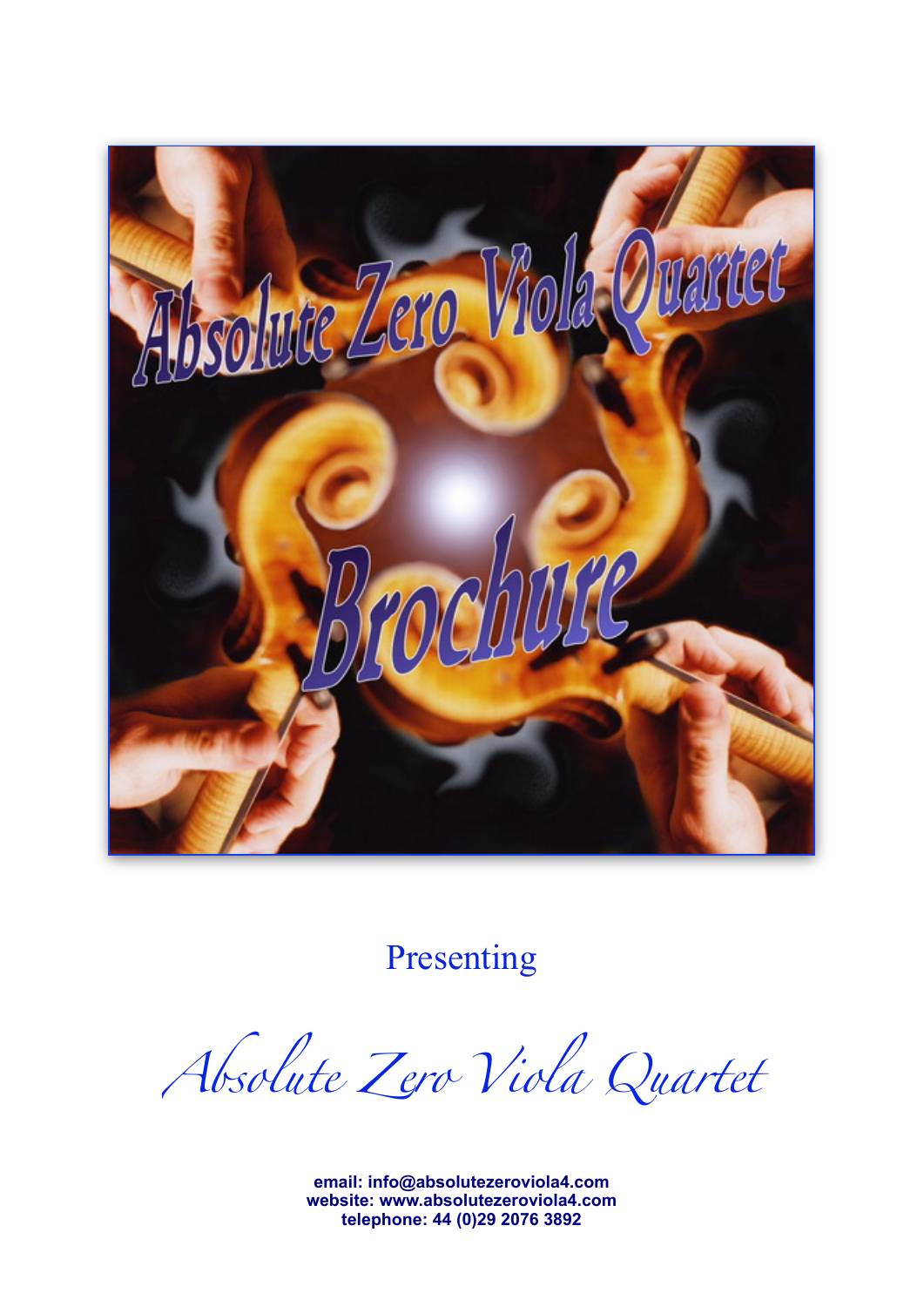Presenting

*Absolute Zero Viola Quartet*

**email: info@absolutezeroviola4.com**
**website: www.absolutezeroviola4.com**
**telephone: 44 (0)29 2076 3892**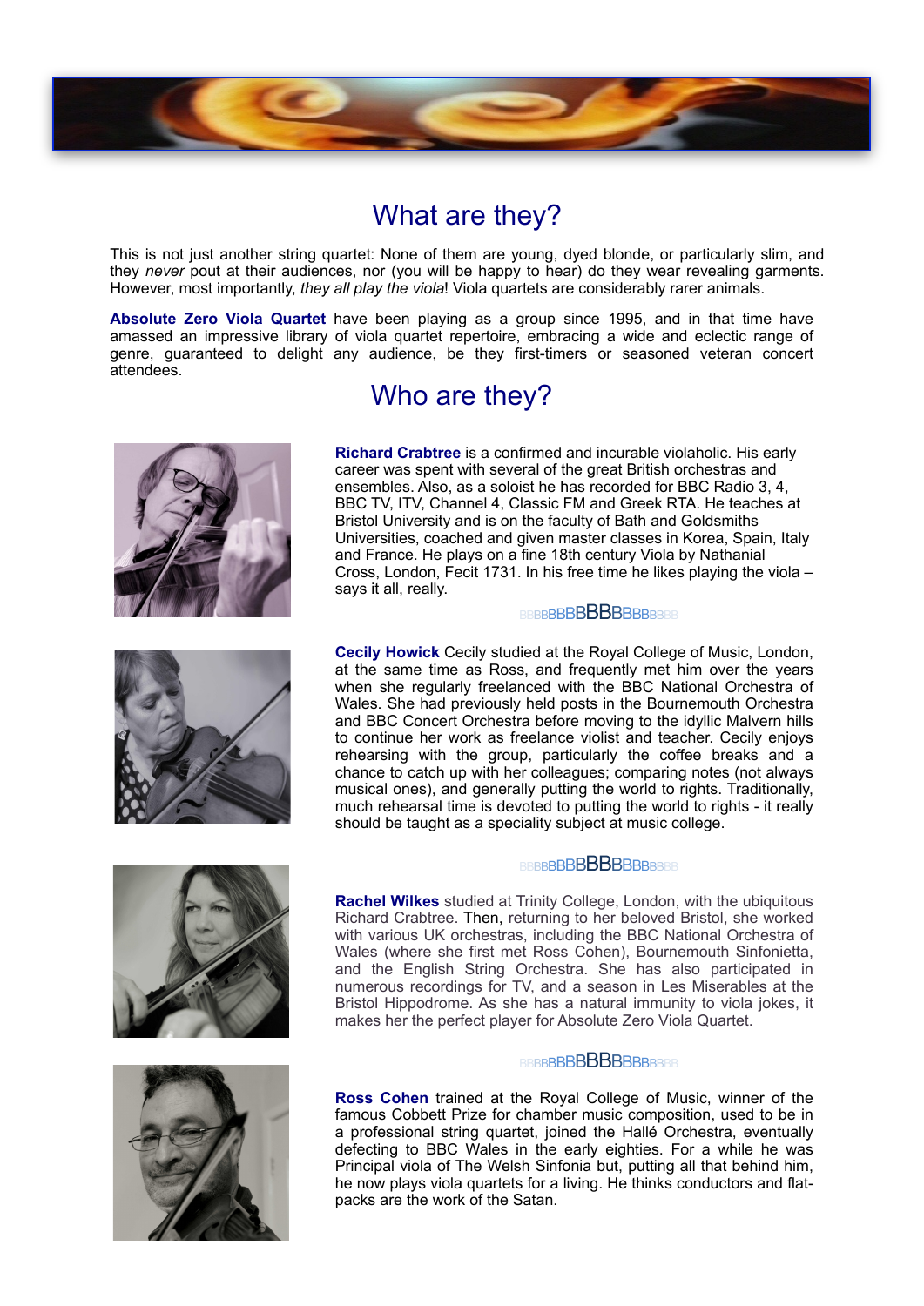## What are they?

This is not just another string quartet: None of them are young, dyed blonde, or particularly slim, and they *never* pout at their audiences, nor (you will be happy to hear) do they wear revealing garments. However, most importantly, *they all play the viola*! Viola quartets are considerably rarer animals.

**Absolute Zero Viola Quartet** have been playing as a group since 1995, and in that time have amassed an impressive library of viola quartet repertoire, embracing a wide and eclectic range of genre, guaranteed to delight any audience, be they first-timers or seasoned veteran concert attendees.

## Who are they?

**Richard Crabtree** is a confirmed and incurable violaholic. His early career was spent with several of the great British orchestras and ensembles. Also, as a soloist he has recorded for BBC Radio 3, 4, BBC TV, ITV, Channel 4, Classic FM and Greek RTA. He teaches at Bristol University and is on the faculty of Bath and Goldsmiths Universities, coached and given master classes in Korea, Spain, Italy and France. He plays on a fine 18th century Viola by Nathanial Cross, London, Fecit 1731. In his free time he likes playing the viola – says it all, really.

BBBBBBBBBBBBBBBBB

**Cecily Howick** Cecily studied at the Royal College of Music, London, at the same time as Ross, and frequently met him over the years when she regularly freelanced with the BBC National Orchestra of Wales. She had previously held posts in the Bournemouth Orchestra and BBC Concert Orchestra before moving to the idyllic Malvern hills to continue her work as freelance violist and teacher. Cecily enjoys rehearsing with the group, particularly the coffee breaks and a chance to catch up with her colleagues; comparing notes (not always musical ones), and generally putting the world to rights. Traditionally, much rehearsal time is devoted to putting the world to rights - it really should be taught as a speciality subject at music college.

BBBBBBBBBBBBBBBBB

**Rachel Wilkes** studied at Trinity College, London, with the ubiquitous Richard Crabtree. Then, returning to her beloved Bristol, she worked with various UK orchestras, including the BBC National Orchestra of Wales (where she first met Ross Cohen), Bournemouth Sinfonietta, and the English String Orchestra. She has also participated in numerous recordings for TV, and a season in Les Miserables at the Bristol Hippodrome. As she has a natural immunity to viola jokes, it makes her the perfect player for Absolute Zero Viola Quartet.

BBBBBBBBBBBBBBBBB

**Ross Cohen** trained at the Royal College of Music, winner of the famous Cobbett Prize for chamber music composition, used to be in a professional string quartet, joined the Hallé Orchestra, eventually defecting to BBC Wales in the early eighties. For a while he was Principal viola of The Welsh Sinfonia but, putting all that behind him, he now plays viola quartets for a living. He thinks conductors and flat-packs are the work of the Satan.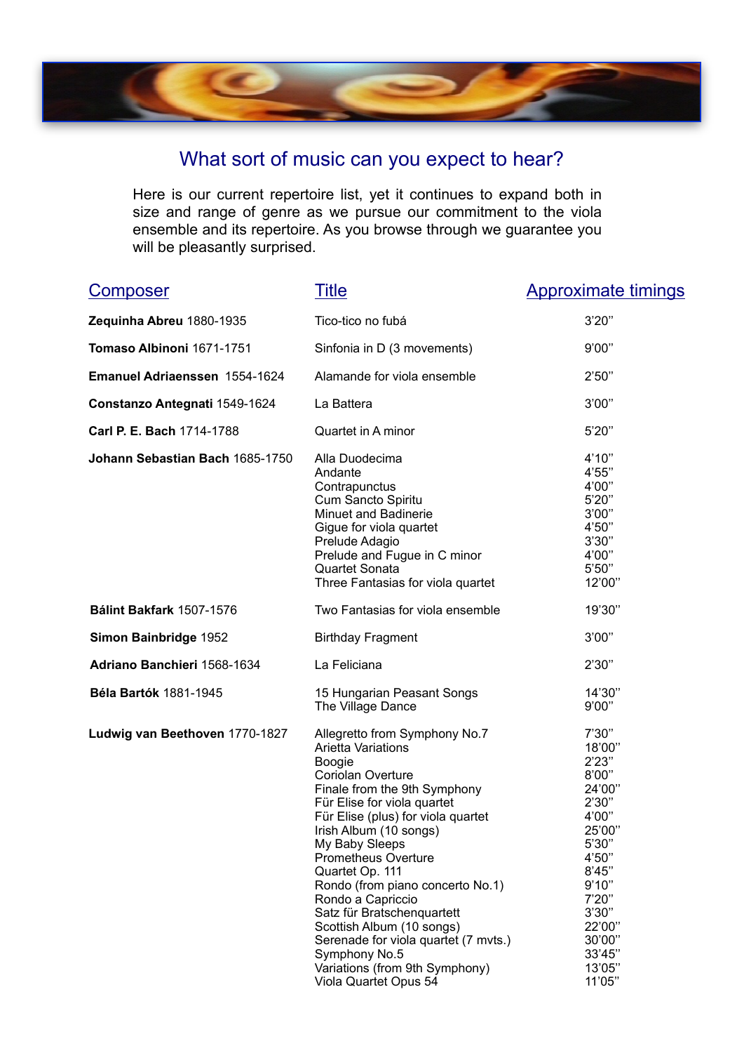## What sort of music can you expect to hear?

Here is our current repertoire list, yet it continues to expand both in size and range of genre as we pursue our commitment to the viola ensemble and its repertoire. As you browse through we guarantee you will be pleasantly surprised.

| Composer | Title | Approximate timings |
|---|---|---|
| **Zequinha Abreu** 1880-1935 | Tico-tico no fubá | 3'20" |
| **Tomaso Albinoni** 1671-1751 | Sinfonia in D (3 movements) | 9'00" |
| **Emanuel Adriaenssen** 1554-1624 | Alamande for viola ensemble | 2'50" |
| **Constanzo Antegnati** 1549-1624 | La Battera | 3'00" |
| **Carl P. E. Bach** 1714-1788 | Quartet in A minor | 5'20" |
| **Johann Sebastian Bach** 1685-1750 | Alla Duodecima | 4'10" |
| | Andante | 4'55" |
| | Contrapunctus | 4'00" |
| | Cum Sancto Spiritu | 5'20" |
| | Minuet and Badinerie | 3'00" |
| | Gigue for viola quartet | 4'50" |
| | Prelude Adagio | 3'30" |
| | Prelude and Fugue in C minor | 4'00" |
| | Quartet Sonata | 5'50" |
| | Three Fantasias for viola quartet | 12'00" |
| **Bálint Bakfark** 1507-1576 | Two Fantasias for viola ensemble | 19'30" |
| **Simon Bainbridge** 1952 | Birthday Fragment | 3'00" |
| **Adriano Banchieri** 1568-1634 | La Feliciana | 2'30" |
| **Béla Bartók** 1881-1945 | 15 Hungarian Peasant Songs | 14'30" |
| | The Village Dance | 9'00" |
| **Ludwig van Beethoven** 1770-1827 | Allegretto from Symphony No.7 | 7'30" |
| | Arietta Variations | 18'00" |
| | Boogie | 2'23" |
| | Coriolan Overture | 8'00" |
| | Finale from the 9th Symphony | 24'00" |
| | Für Elise for viola quartet | 2'30" |
| | Für Elise (plus) for viola quartet | 4'00" |
| | Irish Album (10 songs) | 25'00" |
| | My Baby Sleeps | 5'30" |
| | Prometheus Overture | 4'50" |
| | Quartet Op. 111 | 8'45" |
| | Rondo (from piano concerto No.1) | 9'10" |
| | Rondo a Capriccio | 7'20" |
| | Satz für Bratschenquartett | 3'30" |
| | Scottish Album (10 songs) | 22'00" |
| | Serenade for viola quartet (7 mvts.) | 30'00" |
| | Symphony No.5 | 33'45" |
| | Variations (from 9th Symphony) | 13'05" |
| | Viola Quartet Opus 54 | 11'05" |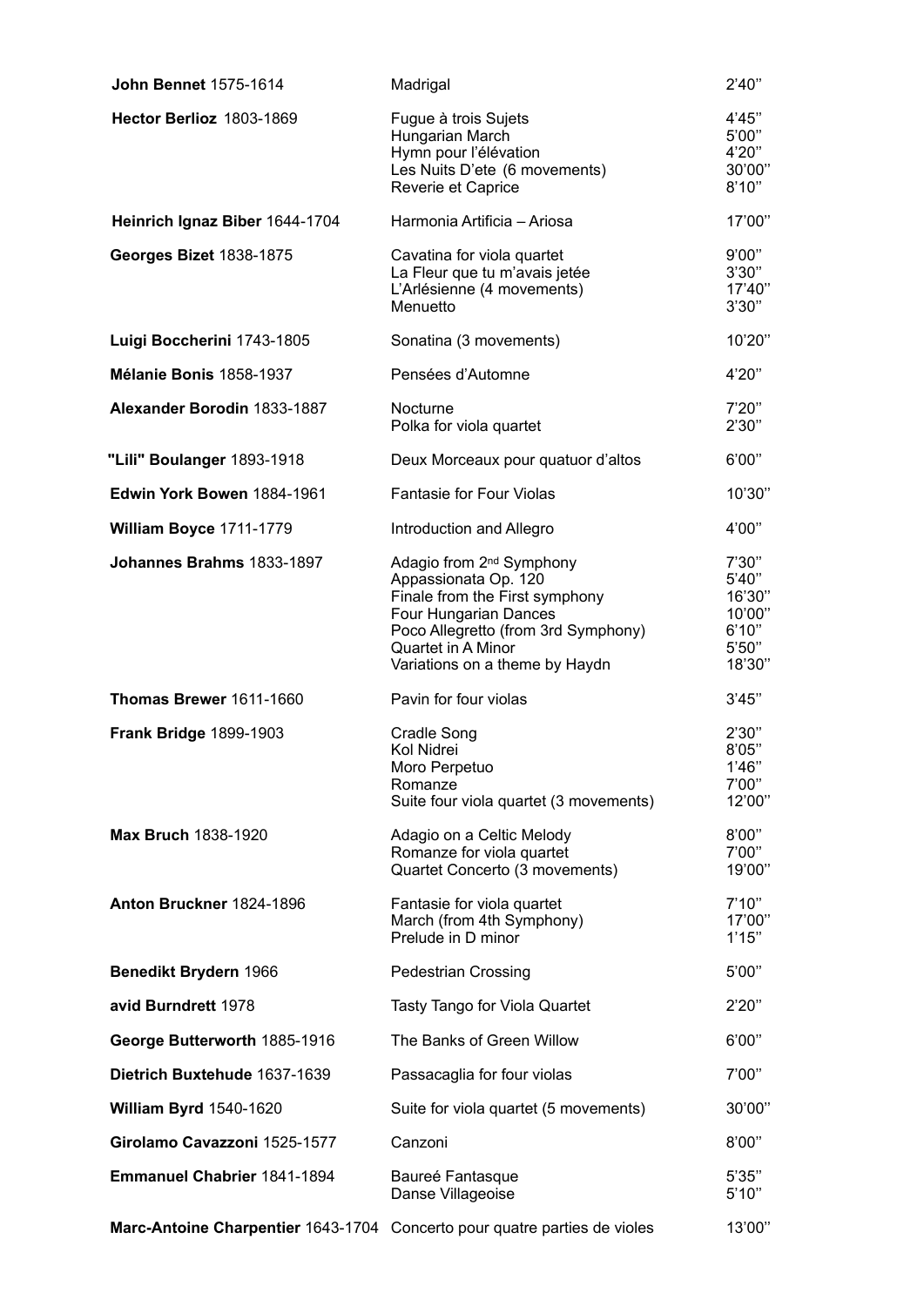| | | |
|---|---|---|
| **John Bennet** 1575-1614 | Madrigal | 2'40'' |
| **Hector Berlioz** 1803-1869 | Fugue à trois Sujets<br>Hungarian March<br>Hymn pour l'élévation<br>Les Nuits D'ete (6 movements)<br>Reverie et Caprice | 4'45''<br>5'00''<br>4'20''<br>30'00''<br>8'10'' |
| **Heinrich Ignaz Biber** 1644-1704 | Harmonia Artificia – Ariosa | 17'00'' |
| **Georges Bizet** 1838-1875 | Cavatina for viola quartet<br>La Fleur que tu m'avais jetée<br>L'Arlésienne (4 movements)<br>Menuetto | 9'00''<br>3'30''<br>17'40''<br>3'30'' |
| **Luigi Boccherini** 1743-1805 | Sonatina (3 movements) | 10'20'' |
| **Mélanie Bonis** 1858-1937 | Pensées d'Automne | 4'20'' |
| **Alexander Borodin** 1833-1887 | Nocturne<br>Polka for viola quartet | 7'20''<br>2'30'' |
| **"Lili" Boulanger** 1893-1918 | Deux Morceaux pour quatuor d'altos | 6'00'' |
| **Edwin York Bowen** 1884-1961 | Fantasie for Four Violas | 10'30'' |
| **William Boyce** 1711-1779 | Introduction and Allegro | 4'00'' |
| **Johannes Brahms** 1833-1897 | Adagio from 2nd Symphony<br>Appassionata Op. 120<br>Finale from the First symphony<br>Four Hungarian Dances<br>Poco Allegretto (from 3rd Symphony)<br>Quartet in A Minor<br>Variations on a theme by Haydn | 7'30''<br>5'40''<br>16'30''<br>10'00''<br>6'10''<br>5'50''<br>18'30'' |
| **Thomas Brewer** 1611-1660 | Pavin for four violas | 3'45'' |
| **Frank Bridge** 1899-1903 | Cradle Song<br>Kol Nidrei<br>Moro Perpetuo<br>Romanze<br>Suite four viola quartet (3 movements) | 2'30''<br>8'05''<br>1'46''<br>7'00''<br>12'00'' |
| **Max Bruch** 1838-1920 | Adagio on a Celtic Melody<br>Romanze for viola quartet<br>Quartet Concerto (3 movements) | 8'00''<br>7'00''<br>19'00'' |
| **Anton Bruckner** 1824-1896 | Fantasie for viola quartet<br>March (from 4th Symphony)<br>Prelude in D minor | 7'10''<br>17'00''<br>1'15'' |
| **Benedikt Brydern** 1966 | Pedestrian Crossing | 5'00'' |
| **avid Burndrett** 1978 | Tasty Tango for Viola Quartet | 2'20'' |
| **George Butterworth** 1885-1916 | The Banks of Green Willow | 6'00'' |
| **Dietrich Buxtehude** 1637-1639 | Passacaglia for four violas | 7'00'' |
| **William Byrd** 1540-1620 | Suite for viola quartet (5 movements) | 30'00'' |
| **Girolamo Cavazzoni** 1525-1577 | Canzoni | 8'00'' |
| **Emmanuel Chabrier** 1841-1894 | Baureé Fantasque<br>Danse Villageoise | 5'35''<br>5'10'' |
| **Marc-Antoine Charpentier** 1643-1704 | Concerto pour quatre parties de violes | 13'00'' |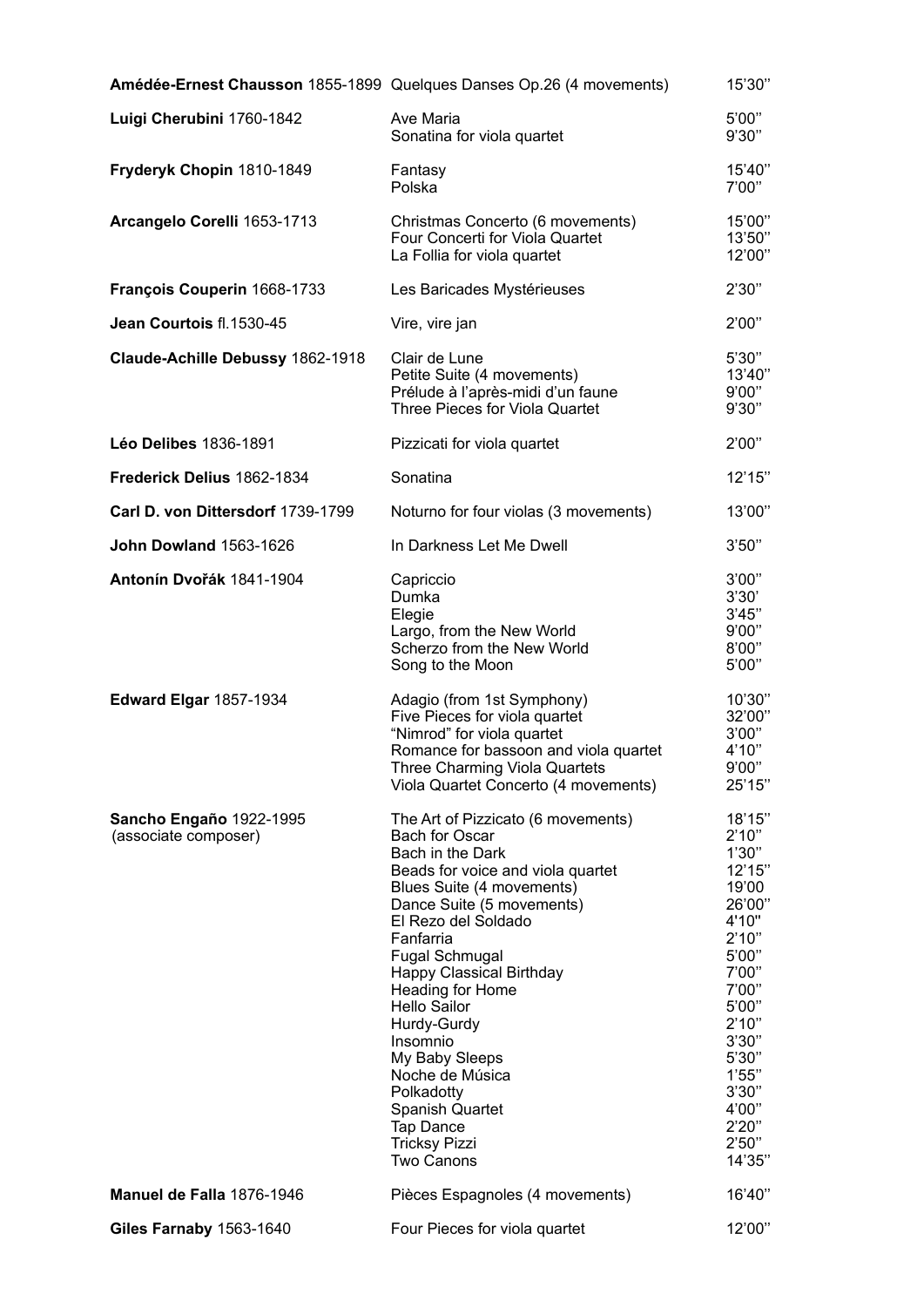| Composer | Work | Duration |
|---|---|---|
| **Amédée-Ernest Chausson** 1855-1899 | Quelques Danses Op.26 (4 movements) | 15'30'' |
| **Luigi Cherubini** 1760-1842 | Ave Maria | 5'00'' |
| | Sonatina for viola quartet | 9'30'' |
| **Fryderyk Chopin** 1810-1849 | Fantasy | 15'40'' |
| | Polska | 7'00'' |
| **Arcangelo Corelli** 1653-1713 | Christmas Concerto (6 movements) | 15'00'' |
| | Four Concerti for Viola Quartet | 13'50'' |
| | La Follia for viola quartet | 12'00'' |
| **François Couperin** 1668-1733 | Les Baricades Mystérieuses | 2'30'' |
| **Jean Courtois** fl.1530-45 | Vire, vire jan | 2'00'' |
| **Claude-Achille Debussy** 1862-1918 | Clair de Lune | 5'30'' |
| | Petite Suite (4 movements) | 13'40'' |
| | Prélude à l'après-midi d'un faune | 9'00'' |
| | Three Pieces for Viola Quartet | 9'30'' |
| **Léo Delibes** 1836-1891 | Pizzicati for viola quartet | 2'00'' |
| **Frederick Delius** 1862-1834 | Sonatina | 12'15'' |
| **Carl D. von Dittersdorf** 1739-1799 | Noturno for four violas (3 movements) | 13'00'' |
| **John Dowland** 1563-1626 | In Darkness Let Me Dwell | 3'50'' |
| **Antonín Dvořák** 1841-1904 | Capriccio | 3'00'' |
| | Dumka | 3'30' |
| | Elegie | 3'45'' |
| | Largo, from the New World | 9'00'' |
| | Scherzo from the New World | 8'00'' |
| | Song to the Moon | 5'00'' |
| **Edward Elgar** 1857-1934 | Adagio (from 1st Symphony) | 10'30'' |
| | Five Pieces for viola quartet | 32'00'' |
| | "Nimrod" for viola quartet | 3'00'' |
| | Romance for bassoon and viola quartet | 4'10'' |
| | Three Charming Viola Quartets | 9'00'' |
| | Viola Quartet Concerto (4 movements) | 25'15'' |
| **Sancho Engaño** 1922-1995 (associate composer) | The Art of Pizzicato (6 movements) | 18'15'' |
| | Bach for Oscar | 2'10'' |
| | Bach in the Dark | 1'30'' |
| | Beads for voice and viola quartet | 12'15'' |
| | Blues Suite (4 movements) | 19'00 |
| | Dance Suite (5 movements) | 26'00'' |
| | El Rezo del Soldado | 4'10'' |
| | Fanfarria | 2'10'' |
| | Fugal Schmugal | 5'00'' |
| | Happy Classical Birthday | 7'00'' |
| | Heading for Home | 7'00'' |
| | Hello Sailor | 5'00'' |
| | Hurdy-Gurdy | 2'10'' |
| | Insomnio | 3'30'' |
| | My Baby Sleeps | 5'30'' |
| | Noche de Música | 1'55'' |
| | Polkadotty | 3'30'' |
| | Spanish Quartet | 4'00'' |
| | Tap Dance | 2'20'' |
| | Tricksy Pizzi | 2'50'' |
| | Two Canons | 14'35'' |
| **Manuel de Falla** 1876-1946 | Pièces Espagnoles (4 movements) | 16'40'' |
| **Giles Farnaby** 1563-1640 | Four Pieces for viola quartet | 12'00'' |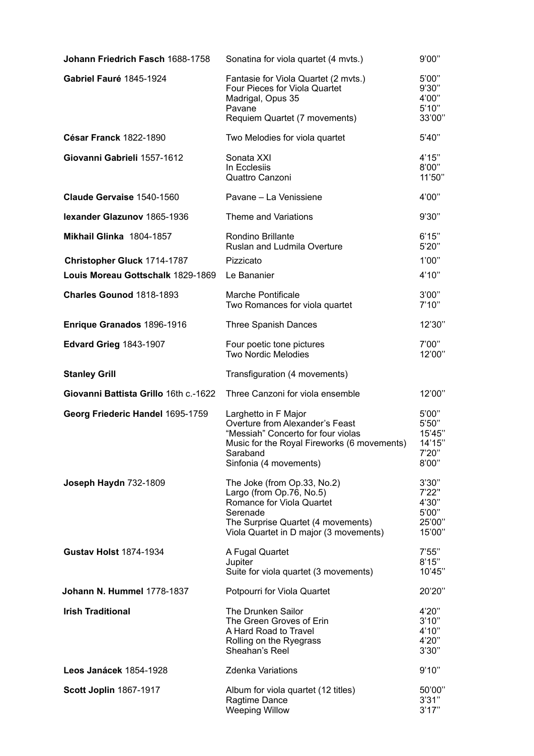| Composer | Title | Duration |
|---|---|---|
| **Johann Friedrich Fasch** 1688-1758 | Sonatina for viola quartet (4 mvts.) | 9'00'' |
| **Gabriel Fauré** 1845-1924 | Fantasie for Viola Quartet (2 mvts.) | 5'00'' |
| | Four Pieces for Viola Quartet | 9'30'' |
| | Madrigal, Opus 35 | 4'00'' |
| | Pavane | 5'10'' |
| | Requiem Quartet (7 movements) | 33'00'' |
| **César Franck** 1822-1890 | Two Melodies for viola quartet | 5'40'' |
| **Giovanni Gabrieli** 1557-1612 | Sonata XXI | 4'15'' |
| | In Ecclesiis | 8'00'' |
| | Quattro Canzoni | 11'50'' |
| **Claude Gervaise** 1540-1560 | Pavane – La Venissiene | 4'00'' |
| **lexander Glazunov** 1865-1936 | Theme and Variations | 9'30'' |
| **Mikhail Glinka** 1804-1857 | Rondino Brillante | 6'15'' |
| | Ruslan and Ludmila Overture | 5'20'' |
| **Christopher Gluck** 1714-1787 | Pizzicato | 1'00'' |
| **Louis Moreau Gottschalk** 1829-1869 | Le Bananier | 4'10'' |
| **Charles Gounod** 1818-1893 | Marche Pontificale | 3'00'' |
| | Two Romances for viola quartet | 7'10'' |
| **Enrique Granados** 1896-1916 | Three Spanish Dances | 12'30'' |
| **Edvard Grieg** 1843-1907 | Four poetic tone pictures | 7'00'' |
| | Two Nordic Melodies | 12'00'' |
| **Stanley Grill** | Transfiguration (4 movements) | |
| **Giovanni Battista Grillo** 16th c.-1622 | Three Canzoni for viola ensemble | 12'00'' |
| **Georg Friederic Handel** 1695-1759 | Larghetto in F Major | 5'00'' |
| | Overture from Alexander's Feast | 5'50'' |
| | "Messiah" Concerto for four violas | 15'45'' |
| | Music for the Royal Fireworks (6 movements) | 14'15'' |
| | Saraband | 7'20'' |
| | Sinfonia (4 movements) | 8'00'' |
| **Joseph Haydn** 732-1809 | The Joke (from Op.33, No.2) | 3'30'' |
| | Largo (from Op.76, No.5) | 7'22'' |
| | Romance for Viola Quartet | 4'30'' |
| | Serenade | 5'00'' |
| | The Surprise Quartet (4 movements) | 25'00'' |
| | Viola Quartet in D major (3 movements) | 15'00'' |
| **Gustav Holst** 1874-1934 | A Fugal Quartet | 7'55'' |
| | Jupiter | 8'15'' |
| | Suite for viola quartet (3 movements) | 10'45'' |
| **Johann N. Hummel** 1778-1837 | Potpourri for Viola Quartet | 20'20'' |
| **Irish Traditional** | The Drunken Sailor | 4'20'' |
| | The Green Groves of Erin | 3'10'' |
| | A Hard Road to Travel | 4'10'' |
| | Rolling on the Ryegrass | 4'20'' |
| | Sheahan's Reel | 3'30'' |
| **Leos Janácek** 1854-1928 | Zdenka Variations | 9'10'' |
| **Scott Joplin** 1867-1917 | Album for viola quartet (12 titles) | 50'00'' |
| | Ragtime Dance | 3'31'' |
| | Weeping Willow | 3'17'' |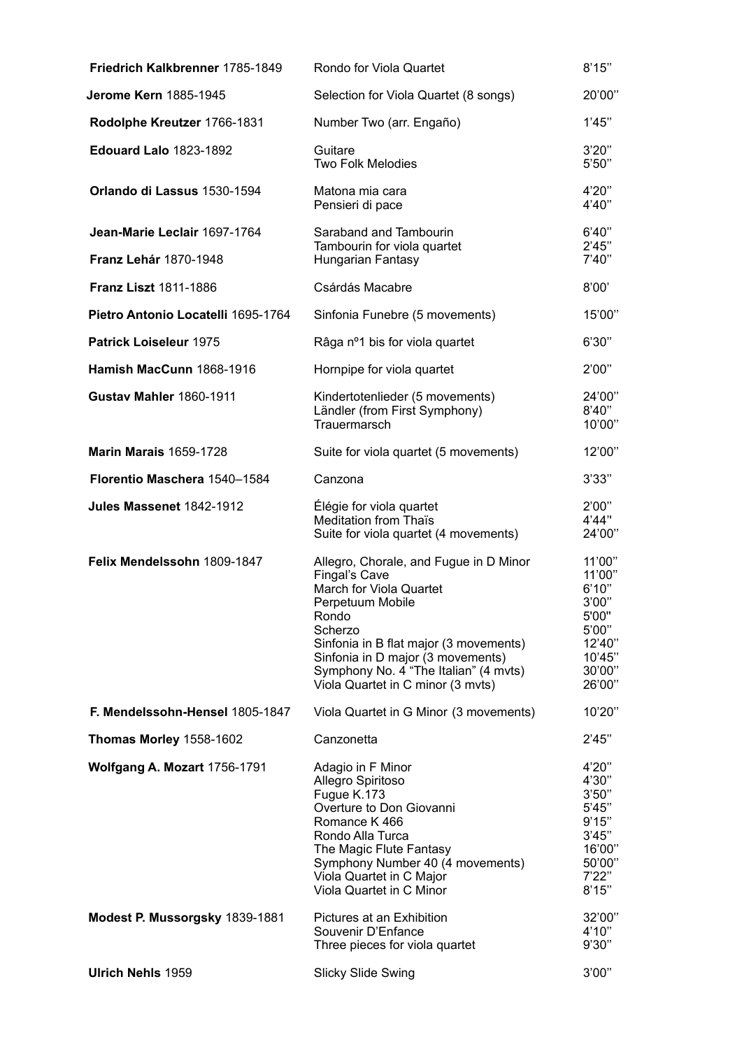| Composer | Work | Duration |
|---|---|---|
| **Friedrich Kalkbrenner** 1785-1849 | Rondo for Viola Quartet | 8'15'' |
| **Jerome Kern** 1885-1945 | Selection for Viola Quartet (8 songs) | 20'00'' |
| **Rodolphe Kreutzer** 1766-1831 | Number Two (arr. Engaño) | 1'45'' |
| **Edouard Lalo** 1823-1892 | Guitare | 3'20'' |
| | Two Folk Melodies | 5'50'' |
| **Orlando di Lassus** 1530-1594 | Matona mia cara | 4'20'' |
| | Pensieri di pace | 4'40'' |
| **Jean-Marie Leclair** 1697-1764 | Saraband and Tambourin | 6'40'' |
| | Tambourin for viola quartet | 2'45'' |
| **Franz Lehár** 1870-1948 | Hungarian Fantasy | 7'40'' |
| **Franz Liszt** 1811-1886 | Csárdás Macabre | 8'00' |
| **Pietro Antonio Locatelli** 1695-1764 | Sinfonia Funebre (5 movements) | 15'00'' |
| **Patrick Loiseleur** 1975 | Râga nº1 bis for viola quartet | 6'30'' |
| **Hamish MacCunn** 1868-1916 | Hornpipe for viola quartet | 2'00'' |
| **Gustav Mahler** 1860-1911 | Kindertotenlieder (5 movements) | 24'00'' |
| | Ländler (from First Symphony) | 8'40'' |
| | Trauermarsch | 10'00'' |
| **Marin Marais** 1659-1728 | Suite for viola quartet (5 movements) | 12'00'' |
| **Florentio Maschera** 1540–1584 | Canzona | 3'33'' |
| **Jules Massenet** 1842-1912 | Élégie for viola quartet | 2'00'' |
| | Meditation from Thaïs | 4'44'' |
| | Suite for viola quartet (4 movements) | 24'00'' |
| **Felix Mendelssohn** 1809-1847 | Allegro, Chorale, and Fugue in D Minor | 11'00'' |
| | Fingal's Cave | 11'00'' |
| | March for Viola Quartet | 6'10'' |
| | Perpetuum Mobile | 3'00'' |
| | Rondo | 5'00'' |
| | Scherzo | 5'00'' |
| | Sinfonia in B flat major (3 movements) | 12'40'' |
| | Sinfonia in D major (3 movements) | 10'45'' |
| | Symphony No. 4 "The Italian" (4 mvts) | 30'00'' |
| | Viola Quartet in C minor (3 mvts) | 26'00'' |
| **F. Mendelssohn-Hensel** 1805-1847 | Viola Quartet in G Minor (3 movements) | 10'20'' |
| **Thomas Morley** 1558-1602 | Canzonetta | 2'45'' |
| **Wolfgang A. Mozart** 1756-1791 | Adagio in F Minor | 4'20'' |
| | Allegro Spiritoso | 4'30'' |
| | Fugue K.173 | 3'50'' |
| | Overture to Don Giovanni | 5'45'' |
| | Romance K 466 | 9'15'' |
| | Rondo Alla Turca | 3'45'' |
| | The Magic Flute Fantasy | 16'00'' |
| | Symphony Number 40 (4 movements) | 50'00'' |
| | Viola Quartet in C Major | 7'22'' |
| | Viola Quartet in C Minor | 8'15'' |
| **Modest P. Mussorgsky** 1839-1881 | Pictures at an Exhibition | 32'00'' |
| | Souvenir D'Enfance | 4'10'' |
| | Three pieces for viola quartet | 9'30'' |
| **Ulrich Nehls** 1959 | Slicky Slide Swing | 3'00'' |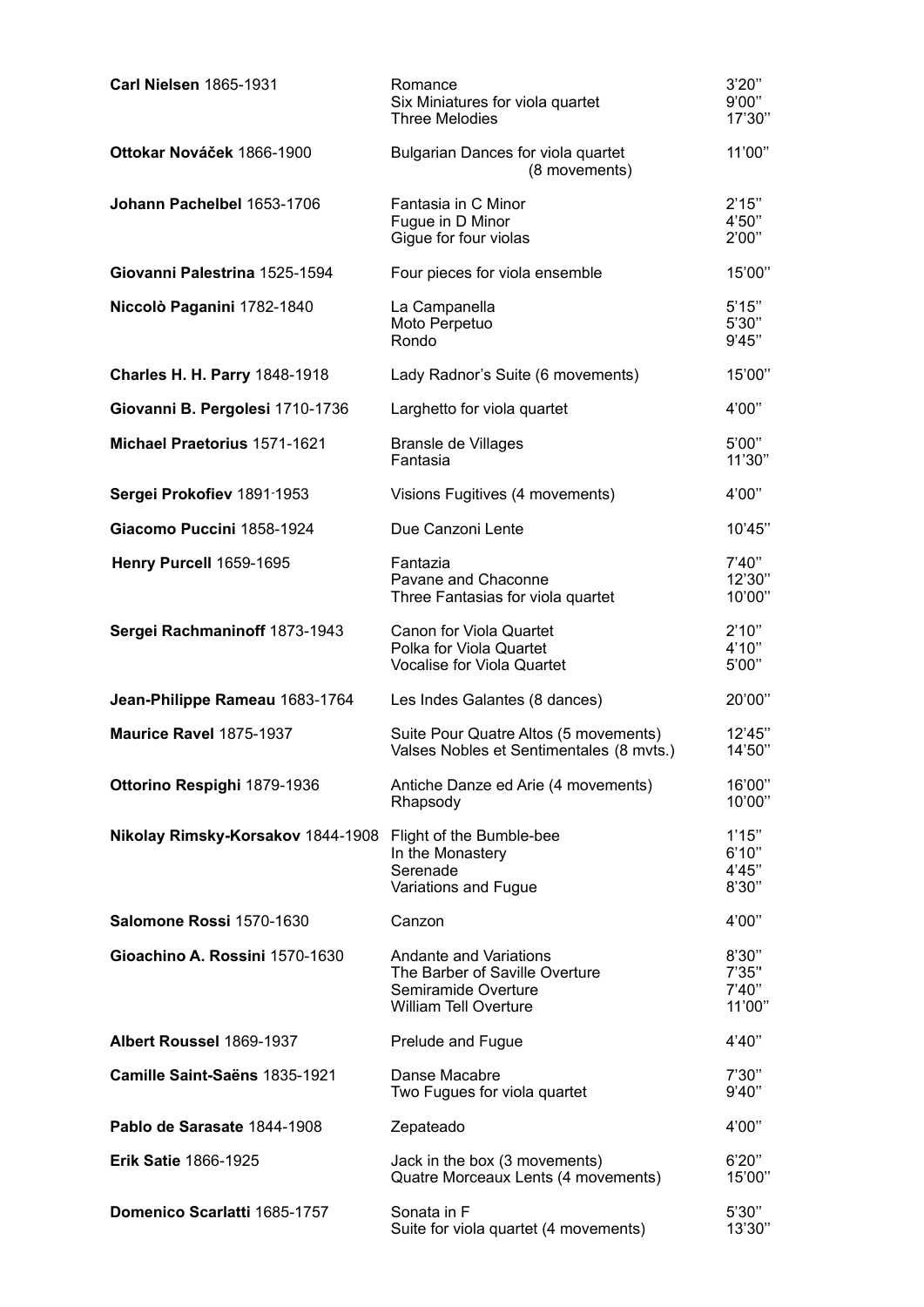| | | |
|---|---|---|
| **Carl Nielsen** 1865-1931 | Romance<br>Six Miniatures for viola quartet<br>Three Melodies | 3'20''<br>9'00''<br>17'30'' |
| **Ottokar Nováček** 1866-1900 | Bulgarian Dances for viola quartet (8 movements) | 11'00'' |
| **Johann Pachelbel** 1653-1706 | Fantasia in C Minor<br>Fugue in D Minor<br>Gigue for four violas | 2'15''<br>4'50''<br>2'00'' |
| **Giovanni Palestrina** 1525-1594 | Four pieces for viola ensemble | 15'00'' |
| **Niccolò Paganini** 1782-1840 | La Campanella<br>Moto Perpetuo<br>Rondo | 5'15''<br>5'30''<br>9'45'' |
| **Charles H. H. Parry** 1848-1918 | Lady Radnor's Suite (6 movements) | 15'00'' |
| **Giovanni B. Pergolesi** 1710-1736 | Larghetto for viola quartet | 4'00'' |
| **Michael Praetorius** 1571-1621 | Bransle de Villages<br>Fantasia | 5'00''<br>11'30'' |
| **Sergei Prokofiev** 1891-1953 | Visions Fugitives (4 movements) | 4'00'' |
| **Giacomo Puccini** 1858-1924 | Due Canzoni Lente | 10'45'' |
| **Henry Purcell** 1659-1695 | Fantazia<br>Pavane and Chaconne<br>Three Fantasias for viola quartet | 7'40''<br>12'30''<br>10'00'' |
| **Sergei Rachmaninoff** 1873-1943 | Canon for Viola Quartet<br>Polka for Viola Quartet<br>Vocalise for Viola Quartet | 2'10''<br>4'10''<br>5'00'' |
| **Jean-Philippe Rameau** 1683-1764 | Les Indes Galantes (8 dances) | 20'00'' |
| **Maurice Ravel** 1875-1937 | Suite Pour Quatre Altos (5 movements)<br>Valses Nobles et Sentimentales (8 mvts.) | 12'45''<br>14'50'' |
| **Ottorino Respighi** 1879-1936 | Antiche Danze ed Arie (4 movements)<br>Rhapsody | 16'00''<br>10'00'' |
| **Nikolay Rimsky-Korsakov** 1844-1908 | Flight of the Bumble-bee<br>In the Monastery<br>Serenade<br>Variations and Fugue | 1'15''<br>6'10''<br>4'45''<br>8'30'' |
| **Salomone Rossi** 1570-1630 | Canzon | 4'00'' |
| **Gioachino A. Rossini** 1570-1630 | Andante and Variations<br>The Barber of Saville Overture<br>Semiramide Overture<br>William Tell Overture | 8'30''<br>7'35''<br>7'40''<br>11'00'' |
| **Albert Roussel** 1869-1937 | Prelude and Fugue | 4'40'' |
| **Camille Saint-Saëns** 1835-1921 | Danse Macabre<br>Two Fugues for viola quartet | 7'30''<br>9'40'' |
| **Pablo de Sarasate** 1844-1908 | Zepateado | 4'00'' |
| **Erik Satie** 1866-1925 | Jack in the box (3 movements)<br>Quatre Morceaux Lents (4 movements) | 6'20''<br>15'00'' |
| **Domenico Scarlatti** 1685-1757 | Sonata in F<br>Suite for viola quartet (4 movements) | 5'30''<br>13'30'' |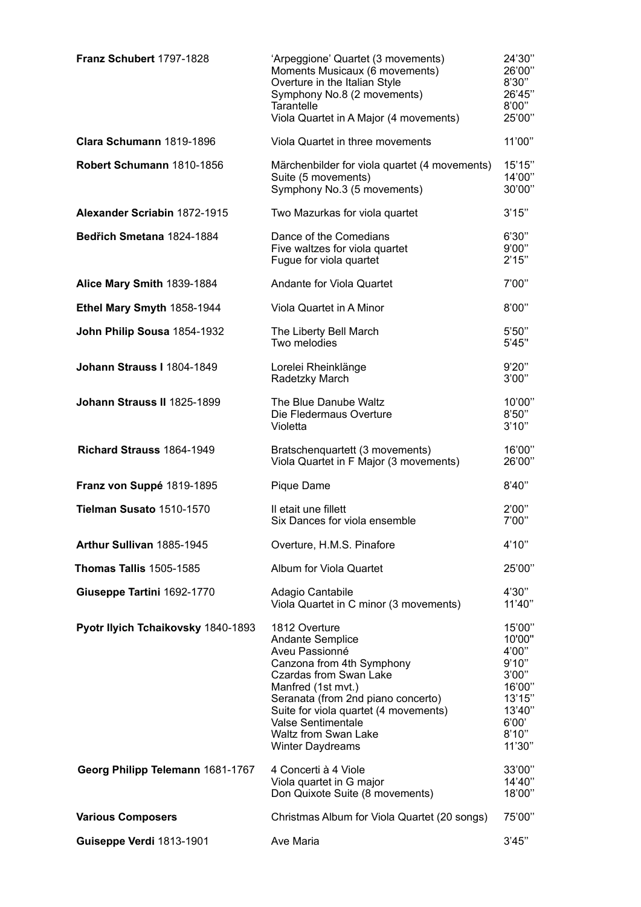| Composer | Work | Duration |
|---|---|---|
| **Franz Schubert** 1797-1828 | 'Arpeggione' Quartet (3 movements) | 24'30'' |
| | Moments Musicaux (6 movements) | 26'00'' |
| | Overture in the Italian Style | 8'30'' |
| | Symphony No.8 (2 movements) | 26'45'' |
| | Tarantelle | 8'00'' |
| | Viola Quartet in A Major (4 movements) | 25'00'' |
| **Clara Schumann** 1819-1896 | Viola Quartet in three movements | 11'00'' |
| **Robert Schumann** 1810-1856 | Märchenbilder for viola quartet (4 movements) | 15'15'' |
| | Suite (5 movements) | 14'00'' |
| | Symphony No.3 (5 movements) | 30'00'' |
| **Alexander Scriabin** 1872-1915 | Two Mazurkas for viola quartet | 3'15'' |
| **Bedřich Smetana** 1824-1884 | Dance of the Comedians | 6'30'' |
| | Five waltzes for viola quartet | 9'00'' |
| | Fugue for viola quartet | 2'15'' |
| **Alice Mary Smith** 1839-1884 | Andante for Viola Quartet | 7'00'' |
| **Ethel Mary Smyth** 1858-1944 | Viola Quartet in A Minor | 8'00'' |
| **John Philip Sousa** 1854-1932 | The Liberty Bell March | 5'50'' |
| | Two melodies | 5'45'' |
| **Johann Strauss I** 1804-1849 | Lorelei Rheinklänge | 9'20'' |
| | Radetzky March | 3'00'' |
| **Johann Strauss II** 1825-1899 | The Blue Danube Waltz | 10'00'' |
| | Die Fledermaus Overture | 8'50'' |
| | Violetta | 3'10'' |
| **Richard Strauss** 1864-1949 | Bratschenquartett (3 movements) | 16'00'' |
| | Viola Quartet in F Major (3 movements) | 26'00'' |
| **Franz von Suppé** 1819-1895 | Pique Dame | 8'40'' |
| **Tielman Susato** 1510-1570 | Il etait une fillett | 2'00'' |
| | Six Dances for viola ensemble | 7'00'' |
| **Arthur Sullivan** 1885-1945 | Overture, H.M.S. Pinafore | 4'10'' |
| **Thomas Tallis** 1505-1585 | Album for Viola Quartet | 25'00'' |
| **Giuseppe Tartini** 1692-1770 | Adagio Cantabile | 4'30'' |
| | Viola Quartet in C minor (3 movements) | 11'40'' |
| **Pyotr Ilyich Tchaikovsky** 1840-1893 | 1812 Overture | 15'00'' |
| | Andante Semplice | 10'00'' |
| | Aveu Passionné | 4'00'' |
| | Canzona from 4th Symphony | 9'10'' |
| | Czardas from Swan Lake | 3'00'' |
| | Manfred (1st mvt.) | 16'00'' |
| | Seranata (from 2nd piano concerto) | 13'15'' |
| | Suite for viola quartet (4 movements) | 13'40'' |
| | Valse Sentimentale | 6'00' |
| | Waltz from Swan Lake | 8'10'' |
| | Winter Daydreams | 11'30'' |
| **Georg Philipp Telemann** 1681-1767 | 4 Concerti à 4 Viole | 33'00'' |
| | Viola quartet in G major | 14'40'' |
| | Don Quixote Suite (8 movements) | 18'00'' |
| **Various Composers** | Christmas Album for Viola Quartet (20 songs) | 75'00'' |
| **Guiseppe Verdi** 1813-1901 | Ave Maria | 3'45'' |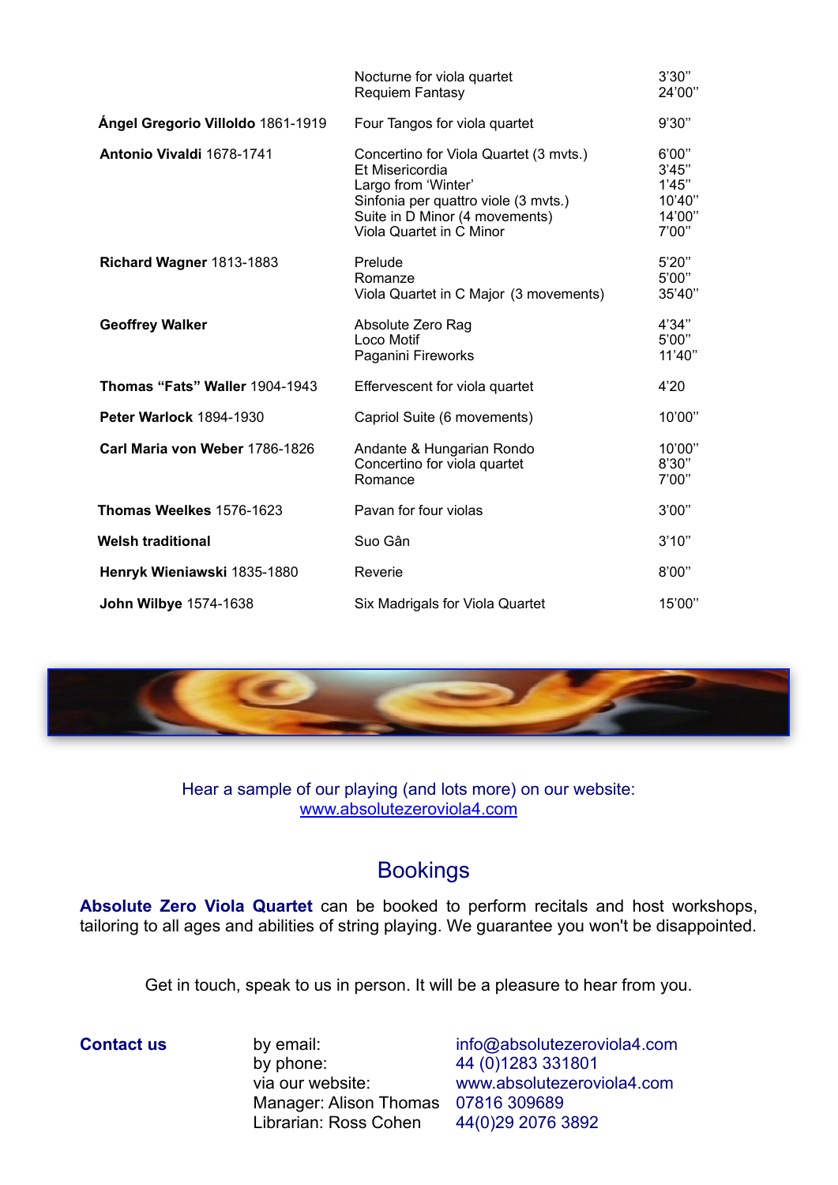| | | |
|---|---|---|
| | Nocturne for viola quartet | 3'30" |
| | Requiem Fantasy | 24'00" |
| **Ángel Gregorio Villoldo** 1861-1919 | Four Tangos for viola quartet | 9'30" |
| **Antonio Vivaldi** 1678-1741 | Concertino for Viola Quartet (3 mvts.) | 6'00" |
| | Et Misericordia | 3'45" |
| | Largo from 'Winter' | 1'45" |
| | Sinfonia per quattro viole (3 mvts.) | 10'40" |
| | Suite in D Minor (4 movements) | 14'00" |
| | Viola Quartet in C Minor | 7'00" |
| **Richard Wagner** 1813-1883 | Prelude | 5'20" |
| | Romanze | 5'00" |
| | Viola Quartet in C Major (3 movements) | 35'40" |
| **Geoffrey Walker** | Absolute Zero Rag | 4'34" |
| | Loco Motif | 5'00" |
| | Paganini Fireworks | 11'40" |
| **Thomas "Fats" Waller** 1904-1943 | Effervescent for viola quartet | 4'20 |
| **Peter Warlock** 1894-1930 | Capriol Suite (6 movements) | 10'00" |
| **Carl Maria von Weber** 1786-1826 | Andante & Hungarian Rondo | 10'00" |
| | Concertino for viola quartet | 8'30" |
| | Romance | 7'00" |
| **Thomas Weelkes** 1576-1623 | Pavan for four violas | 3'00" |
| **Welsh traditional** | Suo Gân | 3'10" |
| **Henryk Wieniawski** 1835-1880 | Reverie | 8'00" |
| **John Wilbye** 1574-1638 | Six Madrigals for Viola Quartet | 15'00" |

Hear a sample of our playing (and lots more) on our website:
www.absolutezeroviola4.com

## Bookings

**Absolute Zero Viola Quartet** can be booked to perform recitals and host workshops, tailoring to all ages and abilities of string playing. We guarantee you won't be disappointed.

Get in touch, speak to us in person. It will be a pleasure to hear from you.

| | | |
|---|---|---|
| **Contact us** | by email: | info@absolutezeroviola4.com |
| | by phone: | 44 (0)1283 331801 |
| | via our website: | www.absolutezeroviola4.com |
| | Manager: Alison Thomas | 07816 309689 |
| | Librarian: Ross Cohen | 44(0)29 2076 3892 |